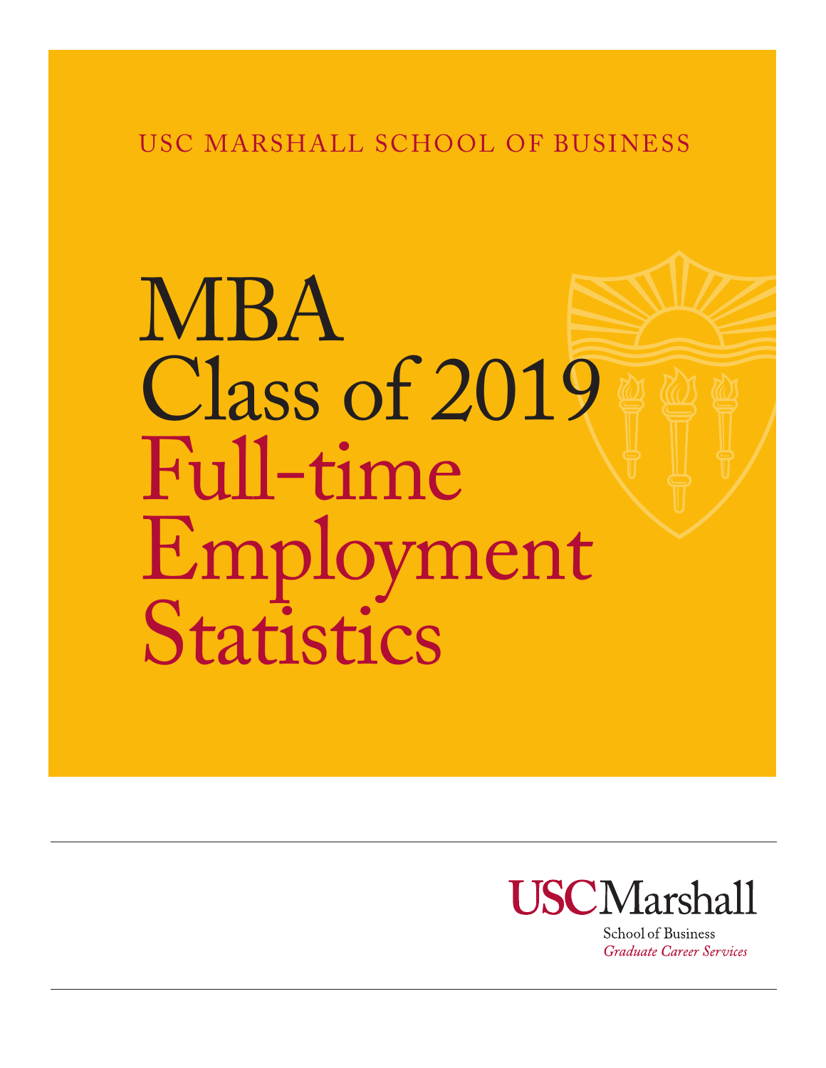USC MARSHALL SCHOOL OF BUSINESS

# MBA Class of 2019 Full-time Employment Statistics

USC Marshall

School of Business

*Graduate Career Services*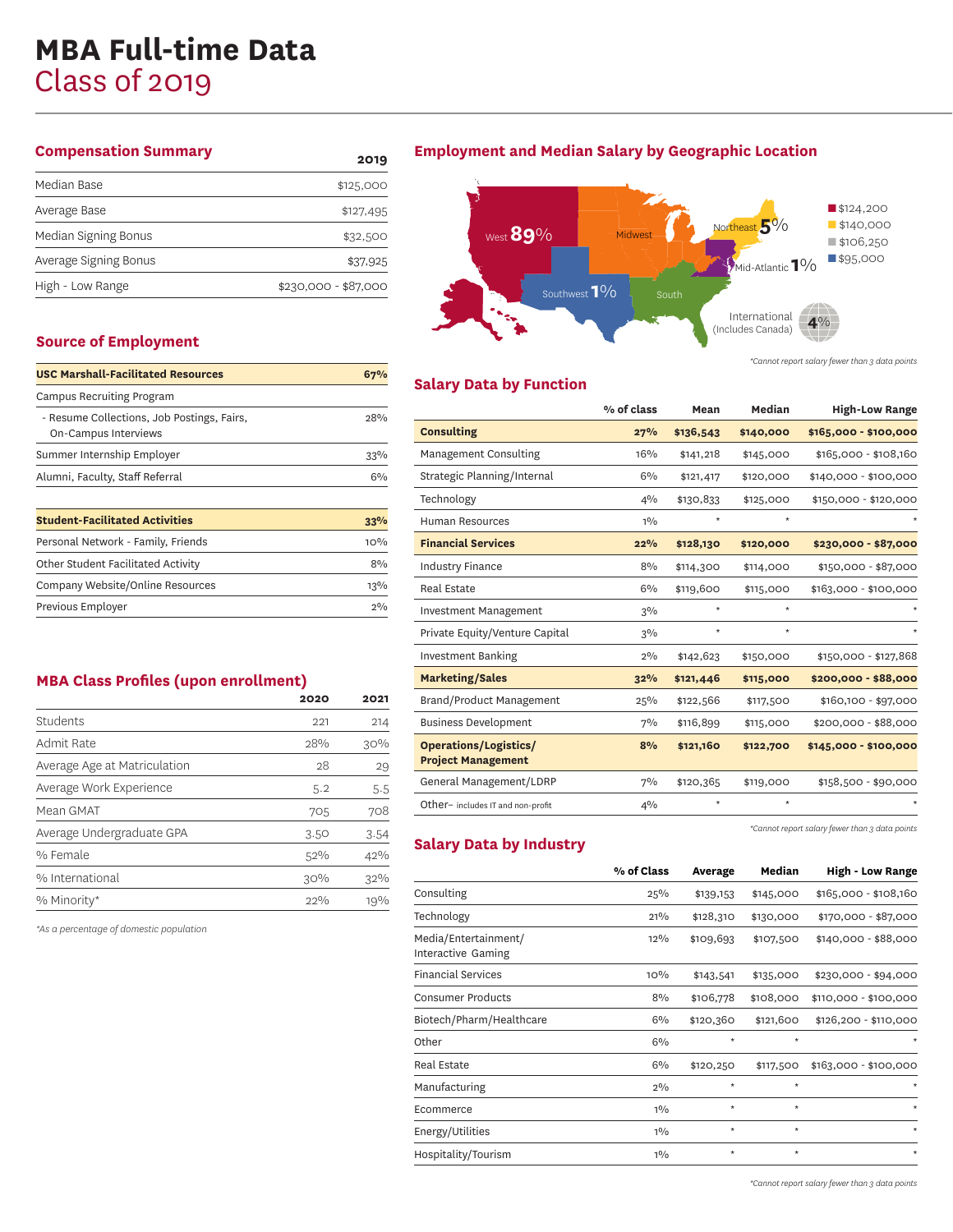# MBA Full-time Data
## Class of 2019

### Compensation Summary

| | 2019 |
|---|---|
| Median Base | $125,000 |
| Average Base | $127,495 |
| Median Signing Bonus | $32,500 |
| Average Signing Bonus | $37,925 |
| High - Low Range | $230,000 - $87,000 |

### Source of Employment

| | |
|---|---|
| **USC Marshall-Facilitated Resources** | **67%** |
| Campus Recruiting Program | |
| - Resume Collections, Job Postings, Fairs, On-Campus Interviews | 28% |
| Summer Internship Employer | 33% |
| Alumni, Faculty, Staff Referral | 6% |

| | |
|---|---|
| **Student-Facilitated Activities** | **33%** |
| Personal Network - Family, Friends | 10% |
| Other Student Facilitated Activity | 8% |
| Company Website/Online Resources | 13% |
| Previous Employer | 2% |

### MBA Class Profiles (upon enrollment)

| | 2020 | 2021 |
|---|---|---|
| Students | 221 | 214 |
| Admit Rate | 28% | 30% |
| Average Age at Matriculation | 28 | 29 |
| Average Work Experience | 5.2 | 5.5 |
| Mean GMAT | 705 | 708 |
| Average Undergraduate GPA | 3.50 | 3.54 |
| % Female | 52% | 42% |
| % International | 30% | 32% |
| % Minority* | 22% | 19% |

*As a percentage of domestic population

### Employment and Median Salary by Geographic Location

| Region | % | Median Salary |
|---|---|---|
| West | 89% | $124,200 |
| Northeast | 5% | $140,000 |
| Mid-Atlantic | 1% | * |
| Southwest | 1% | * |
| Midwest | | |
| South | | |
| International (Includes Canada) | 4% | $106,250 |

Legend: $124,200; $140,000; $106,250; $95,000

*Cannot report salary fewer than 3 data points

### Salary Data by Function

| | % of class | Mean | Median | High-Low Range |
|---|---|---|---|---|
| **Consulting** | **27%** | **$136,543** | **$140,000** | **$165,000 - $100,000** |
| Management Consulting | 16% | $141,218 | $145,000 | $165,000 - $108,160 |
| Strategic Planning/Internal | 6% | $121,417 | $120,000 | $140,000 - $100,000 |
| Technology | 4% | $130,833 | $125,000 | $150,000 - $120,000 |
| Human Resources | 1% | * | * | * |
| **Financial Services** | **22%** | **$128,130** | **$120,000** | **$230,000 - $87,000** |
| Industry Finance | 8% | $114,300 | $114,000 | $150,000 - $87,000 |
| Real Estate | 6% | $119,600 | $115,000 | $163,000 - $100,000 |
| Investment Management | 3% | * | * | * |
| Private Equity/Venture Capital | 3% | * | * | * |
| Investment Banking | 2% | $142,623 | $150,000 | $150,000 - $127,868 |
| **Marketing/Sales** | **32%** | **$121,446** | **$115,000** | **$200,000 - $88,000** |
| Brand/Product Management | 25% | $122,566 | $117,500 | $160,100 - $97,000 |
| Business Development | 7% | $116,899 | $115,000 | $200,000 - $88,000 |
| **Operations/Logistics/ Project Management** | **8%** | **$121,160** | **$122,700** | **$145,000 - $100,000** |
| General Management/LDRP | 7% | $120,365 | $119,000 | $158,500 - $90,000 |
| Other– includes IT and non-profit | 4% | * | * | * |

*Cannot report salary fewer than 3 data points

### Salary Data by Industry

| | % of Class | Average | Median | High - Low Range |
|---|---|---|---|---|
| Consulting | 25% | $139,153 | $145,000 | $165,000 - $108,160 |
| Technology | 21% | $128,310 | $130,000 | $170,000 - $87,000 |
| Media/Entertainment/ Interactive Gaming | 12% | $109,693 | $107,500 | $140,000 - $88,000 |
| Financial Services | 10% | $143,541 | $135,000 | $230,000 - $94,000 |
| Consumer Products | 8% | $106,778 | $108,000 | $110,000 - $100,000 |
| Biotech/Pharm/Healthcare | 6% | $120,360 | $121,600 | $126,200 - $110,000 |
| Other | 6% | * | * | * |
| Real Estate | 6% | $120,250 | $117,500 | $163,000 - $100,000 |
| Manufacturing | 2% | * | * | * |
| Ecommerce | 1% | * | * | * |
| Energy/Utilities | 1% | * | * | * |
| Hospitality/Tourism | 1% | * | * | * |

*Cannot report salary fewer than 3 data points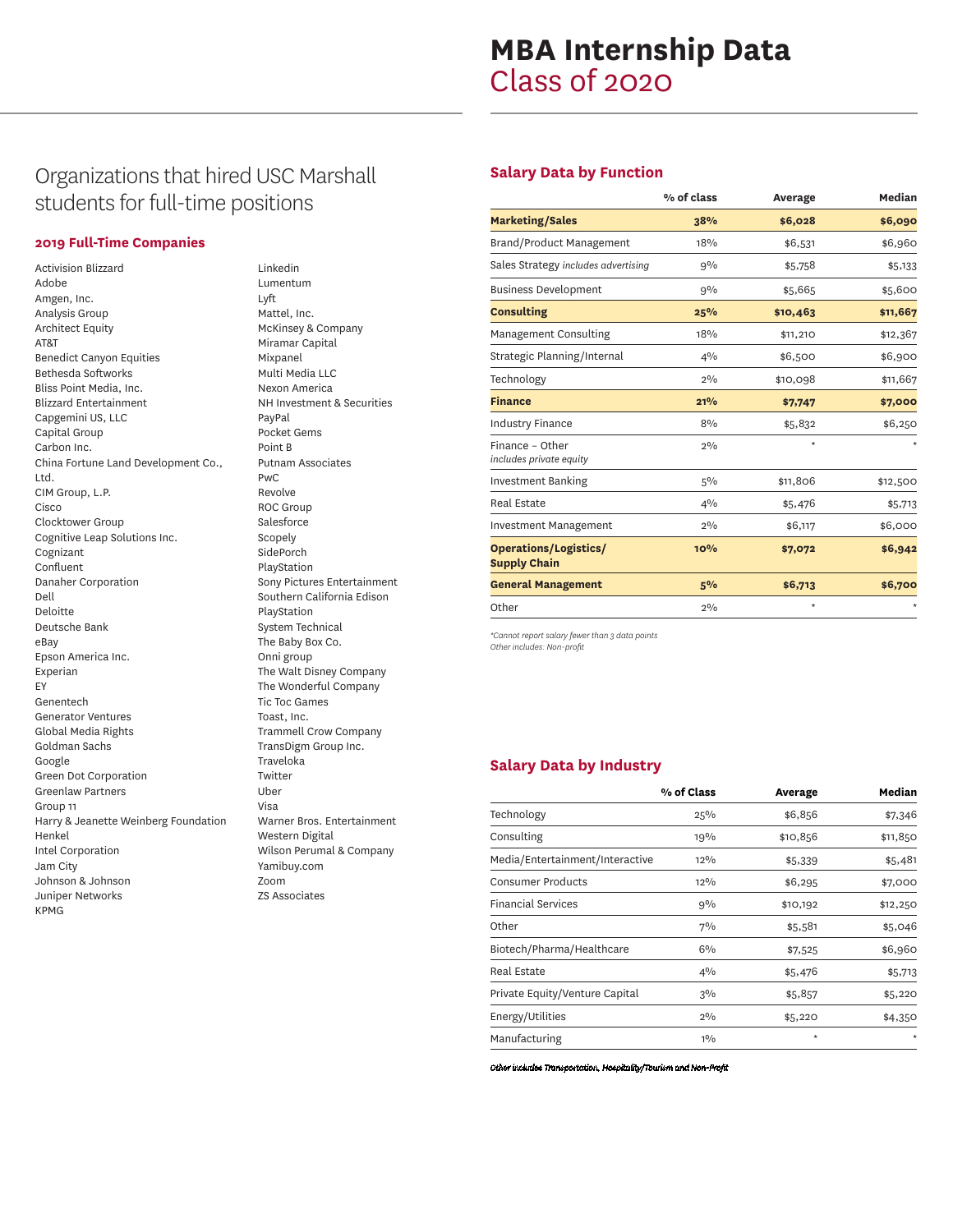# MBA Internship Data
## Class of 2020

## Organizations that hired USC Marshall students for full-time positions

### 2019 Full-Time Companies

Activision Blizzard
Adobe
Amgen, Inc.
Analysis Group
Architect Equity
AT&T
Benedict Canyon Equities
Bethesda Softworks
Bliss Point Media, Inc.
Blizzard Entertainment
Capgemini US, LLC
Capital Group
Carbon Inc.
China Fortune Land Development Co., Ltd.
CIM Group, L.P.
Cisco
Clocktower Group
Cognitive Leap Solutions Inc.
Cognizant
Confluent
Danaher Corporation
Dell
Deloitte
Deutsche Bank
eBay
Epson America Inc.
Experian
EY
Genentech
Generator Ventures
Global Media Rights
Goldman Sachs
Google
Green Dot Corporation
Greenlaw Partners
Group 11
Harry & Jeanette Weinberg Foundation
Henkel
Intel Corporation
Jam City
Johnson & Johnson
Juniper Networks
KPMG
Linkedin
Lumentum
Lyft
Mattel, Inc.
McKinsey & Company
Miramar Capital
Mixpanel
Multi Media LLC
Nexon America
NH Investment & Securities
PayPal
Pocket Gems
Point B
Putnam Associates
PwC
Revolve
ROC Group
Salesforce
Scopely
SidePorch
PlayStation
Sony Pictures Entertainment
Southern California Edison
PlayStation
System Technical
The Baby Box Co.
Onni group
The Walt Disney Company
The Wonderful Company
Tic Toc Games
Toast, Inc.
Trammell Crow Company
TransDigm Group Inc.
Traveloka
Twitter
Uber
Visa
Warner Bros. Entertainment
Western Digital
Wilson Perumal & Company
Yamibuy.com
Zoom
ZS Associates

### Salary Data by Function

| | % of class | Average | Median |
|---|---|---|---|
| **Marketing/Sales** | **38%** | **$6,028** | **$6,090** |
| Brand/Product Management | 18% | $6,531 | $6,960 |
| Sales Strategy *includes advertising* | 9% | $5,758 | $5,133 |
| Business Development | 9% | $5,665 | $5,600 |
| **Consulting** | **25%** | **$10,463** | **$11,667** |
| Management Consulting | 18% | $11,210 | $12,367 |
| Strategic Planning/Internal | 4% | $6,500 | $6,900 |
| Technology | 2% | $10,098 | $11,667 |
| **Finance** | **21%** | **$7,747** | **$7,000** |
| Industry Finance | 8% | $5,832 | $6,250 |
| Finance – Other *includes private equity* | 2% | * | * |
| Investment Banking | 5% | $11,806 | $12,500 |
| Real Estate | 4% | $5,476 | $5,713 |
| Investment Management | 2% | $6,117 | $6,000 |
| **Operations/Logistics/ Supply Chain** | **10%** | **$7,072** | **$6,942** |
| **General Management** | **5%** | **$6,713** | **$6,700** |
| Other | 2% | * | * |

*\*Cannot report salary fewer than 3 data points*
*Other includes: Non-profit*

### Salary Data by Industry

| | % of Class | Average | Median |
|---|---|---|---|
| Technology | 25% | $6,856 | $7,346 |
| Consulting | 19% | $10,856 | $11,850 |
| Media/Entertainment/Interactive | 12% | $5,339 | $5,481 |
| Consumer Products | 12% | $6,295 | $7,000 |
| Financial Services | 9% | $10,192 | $12,250 |
| Other | 7% | $5,581 | $5,046 |
| Biotech/Pharma/Healthcare | 6% | $7,525 | $6,960 |
| Real Estate | 4% | $5,476 | $5,713 |
| Private Equity/Venture Capital | 3% | $5,857 | $5,220 |
| Energy/Utilities | 2% | $5,220 | $4,350 |
| Manufacturing | 1% | * | * |

*Other includes Transportation, Hospitality/Tourism and Non-Profit*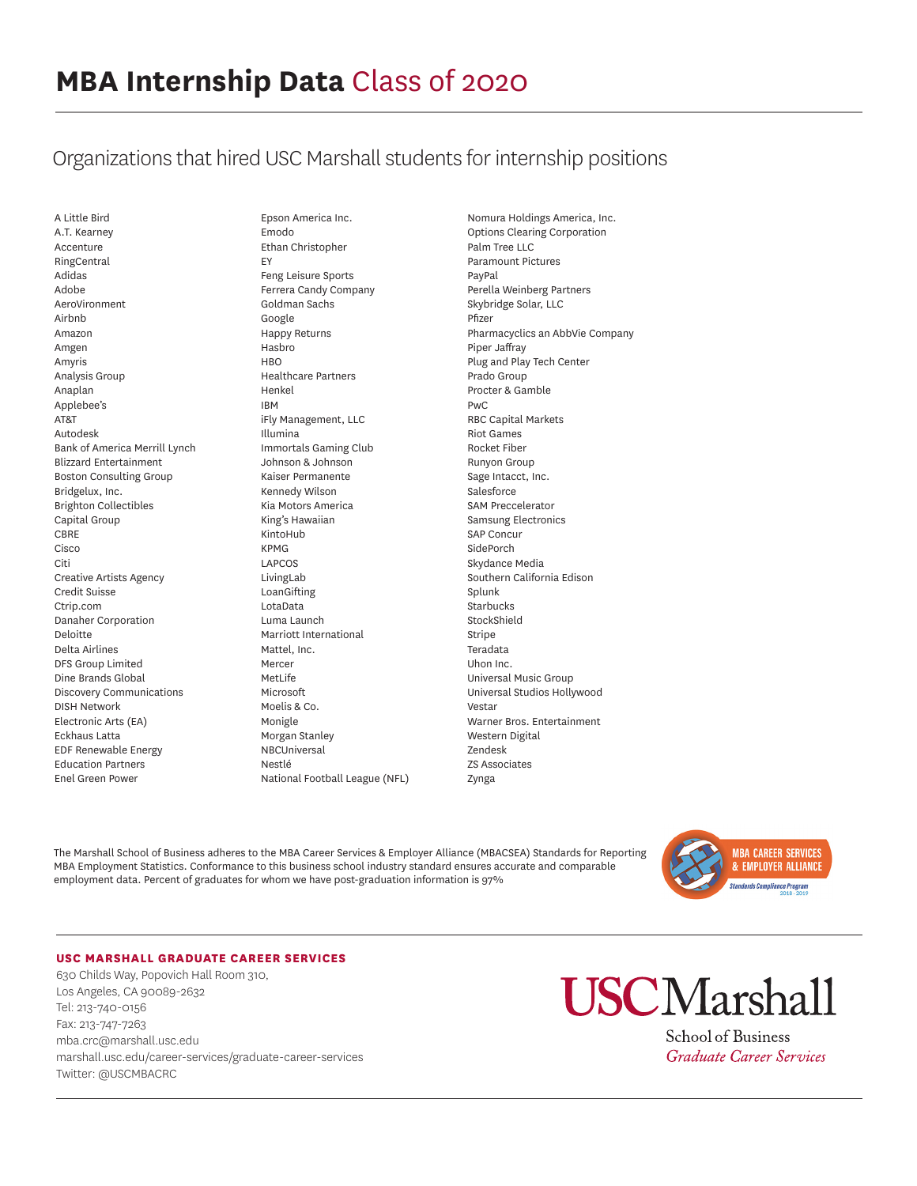# MBA Internship Data Class of 2020

## Organizations that hired USC Marshall students for internship positions

A Little Bird
A.T. Kearney
Accenture
RingCentral
Adidas
Adobe
AeroVironment
Airbnb
Amazon
Amgen
Amyris
Analysis Group
Anaplan
Applebee's
AT&T
Autodesk
Bank of America Merrill Lynch
Blizzard Entertainment
Boston Consulting Group
Bridgelux, Inc.
Brighton Collectibles
Capital Group
CBRE
Cisco
Citi
Creative Artists Agency
Credit Suisse
Ctrip.com
Danaher Corporation
Deloitte
Delta Airlines
DFS Group Limited
Dine Brands Global
Discovery Communications
DISH Network
Electronic Arts (EA)
Eckhaus Latta
EDF Renewable Energy
Education Partners
Enel Green Power
Epson America Inc.
Emodo
Ethan Christopher
EY
Feng Leisure Sports
Ferrera Candy Company
Goldman Sachs
Google
Happy Returns
Hasbro
HBO
Healthcare Partners
Henkel
IBM
iFly Management, LLC
Illumina
Immortals Gaming Club
Johnson & Johnson
Kaiser Permanente
Kennedy Wilson
Kia Motors America
King's Hawaiian
KintoHub
KPMG
LAPCOS
LivingLab
LoanGifting
LotaData
Luma Launch
Marriott International
Mattel, Inc.
Mercer
MetLife
Microsoft
Moelis & Co.
Monigle
Morgan Stanley
NBCUniversal
Nestlé
National Football League (NFL)
Nomura Holdings America, Inc.
Options Clearing Corporation
Palm Tree LLC
Paramount Pictures
PayPal
Perella Weinberg Partners
Skybridge Solar, LLC
Pfizer
Pharmacyclics an AbbVie Company
Piper Jaffray
Plug and Play Tech Center
Prado Group
Procter & Gamble
PwC
RBC Capital Markets
Riot Games
Rocket Fiber
Runyon Group
Sage Intacct, Inc.
Salesforce
SAM Preccelerator
Samsung Electronics
SAP Concur
SidePorch
Skydance Media
Southern California Edison
Splunk
Starbucks
StockShield
Stripe
Teradata
Uhon Inc.
Universal Music Group
Universal Studios Hollywood
Vestar
Warner Bros. Entertainment
Western Digital
Zendesk
ZS Associates
Zynga

The Marshall School of Business adheres to the MBA Career Services & Employer Alliance (MBACSEA) Standards for Reporting MBA Employment Statistics. Conformance to this business school industry standard ensures accurate and comparable employment data. Percent of graduates for whom we have post-graduation information is 97%

MBA CAREER SERVICES & EMPLOYER ALLIANCE
Standards Compliance Program 2018 - 2019

**USC MARSHALL GRADUATE CAREER SERVICES**
630 Childs Way, Popovich Hall Room 310,
Los Angeles, CA 90089-2632
Tel: 213-740-0156
Fax: 213-747-7263
mba.crc@marshall.usc.edu
marshall.usc.edu/career-services/graduate-career-services
Twitter: @USCMBACRC

USC Marshall
School of Business
*Graduate Career Services*